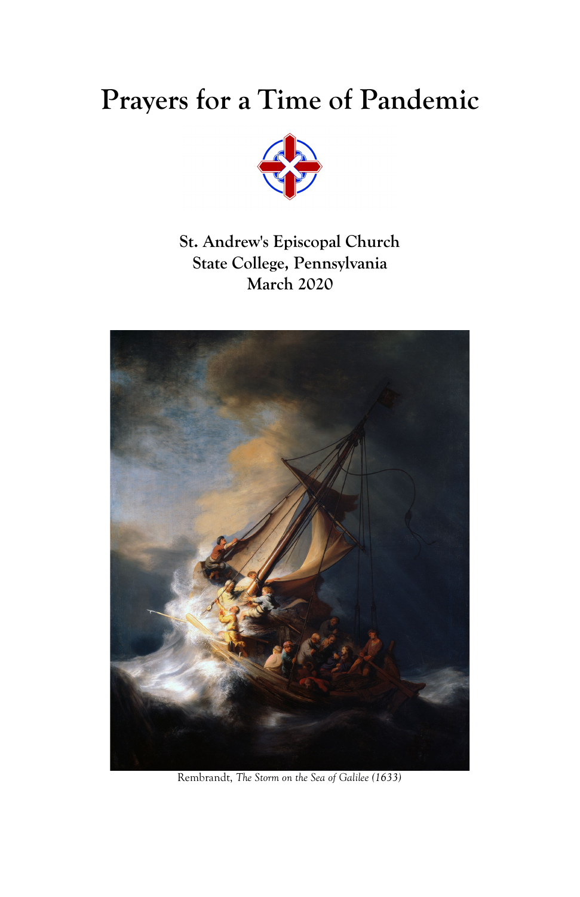# Prayers for a Time of Pandemic

**St. Andrew's Episcopal Church**
**State College, Pennsylvania**
**March 2020**

Rembrandt, *The Storm on the Sea of Galilee (1633)*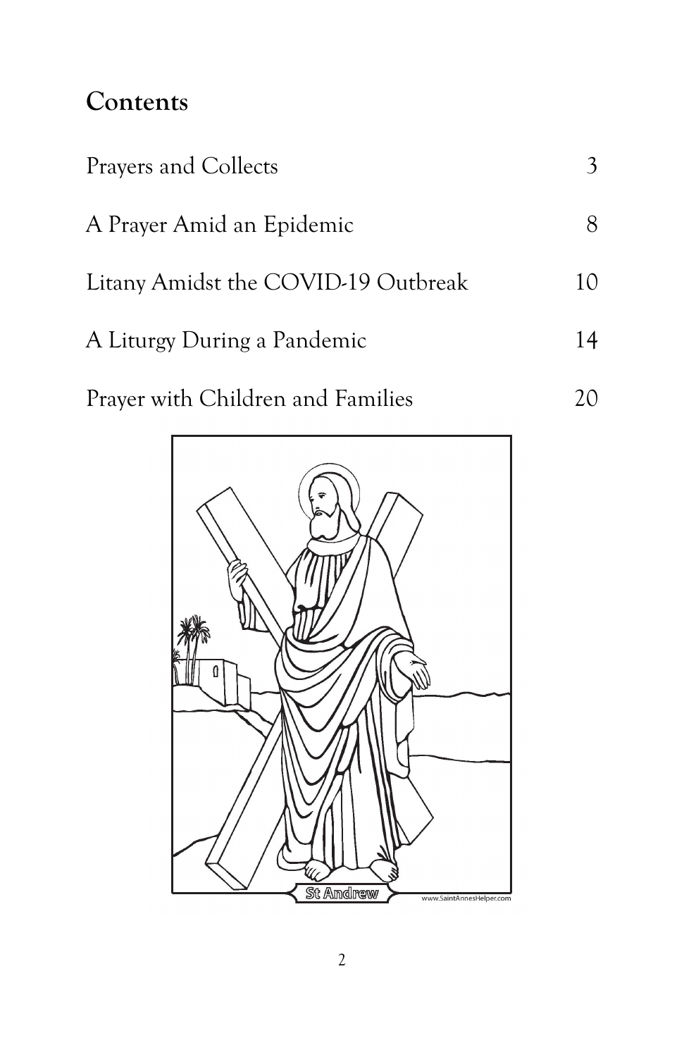## Contents

| | |
|---|---|
| Prayers and Collects | 3 |
| A Prayer Amid an Epidemic | 8 |
| Litany Amidst the COVID-19 Outbreak | 10 |
| A Liturgy During a Pandemic | 14 |
| Prayer with Children and Families | 20 |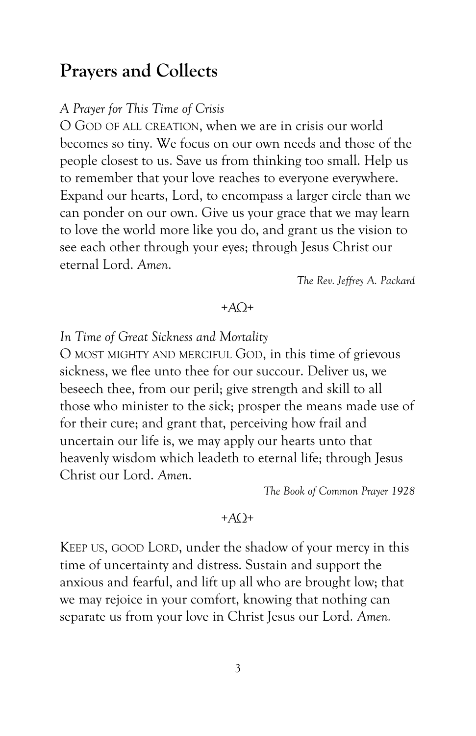## Prayers and Collects

*A Prayer for This Time of Crisis*

O GOD OF ALL CREATION, when we are in crisis our world becomes so tiny. We focus on our own needs and those of the people closest to us. Save us from thinking too small. Help us to remember that your love reaches to everyone everywhere. Expand our hearts, Lord, to encompass a larger circle than we can ponder on our own. Give us your grace that we may learn to love the world more like you do, and grant us the vision to see each other through your eyes; through Jesus Christ our eternal Lord. *Amen.*

*The Rev. Jeffrey A. Packard*

+AΩ+

*In Time of Great Sickness and Mortality*

O MOST MIGHTY AND MERCIFUL GOD, in this time of grievous sickness, we flee unto thee for our succour. Deliver us, we beseech thee, from our peril; give strength and skill to all those who minister to the sick; prosper the means made use of for their cure; and grant that, perceiving how frail and uncertain our life is, we may apply our hearts unto that heavenly wisdom which leadeth to eternal life; through Jesus Christ our Lord. *Amen.*

*The Book of Common Prayer 1928*

+AΩ+

KEEP US, GOOD LORD, under the shadow of your mercy in this time of uncertainty and distress. Sustain and support the anxious and fearful, and lift up all who are brought low; that we may rejoice in your comfort, knowing that nothing can separate us from your love in Christ Jesus our Lord. *Amen.*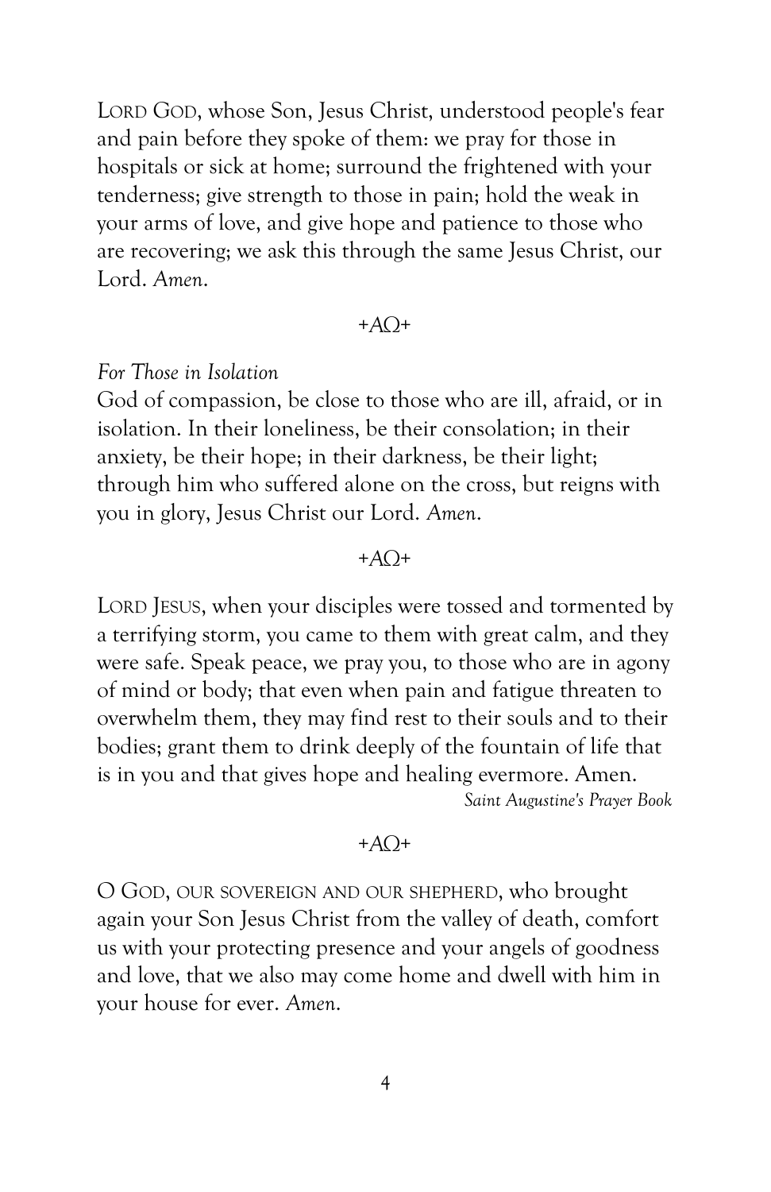LORD GOD, whose Son, Jesus Christ, understood people's fear and pain before they spoke of them: we pray for those in hospitals or sick at home; surround the frightened with your tenderness; give strength to those in pain; hold the weak in your arms of love, and give hope and patience to those who are recovering; we ask this through the same Jesus Christ, our Lord. *Amen.*

+AΩ+

*For Those in Isolation*

God of compassion, be close to those who are ill, afraid, or in isolation. In their loneliness, be their consolation; in their anxiety, be their hope; in their darkness, be their light; through him who suffered alone on the cross, but reigns with you in glory, Jesus Christ our Lord. *Amen.*

+AΩ+

LORD JESUS, when your disciples were tossed and tormented by a terrifying storm, you came to them with great calm, and they were safe. Speak peace, we pray you, to those who are in agony of mind or body; that even when pain and fatigue threaten to overwhelm them, they may find rest to their souls and to their bodies; grant them to drink deeply of the fountain of life that is in you and that gives hope and healing evermore. Amen.

*Saint Augustine's Prayer Book*

+AΩ+

O GOD, OUR SOVEREIGN AND OUR SHEPHERD, who brought again your Son Jesus Christ from the valley of death, comfort us with your protecting presence and your angels of goodness and love, that we also may come home and dwell with him in your house for ever. *Amen.*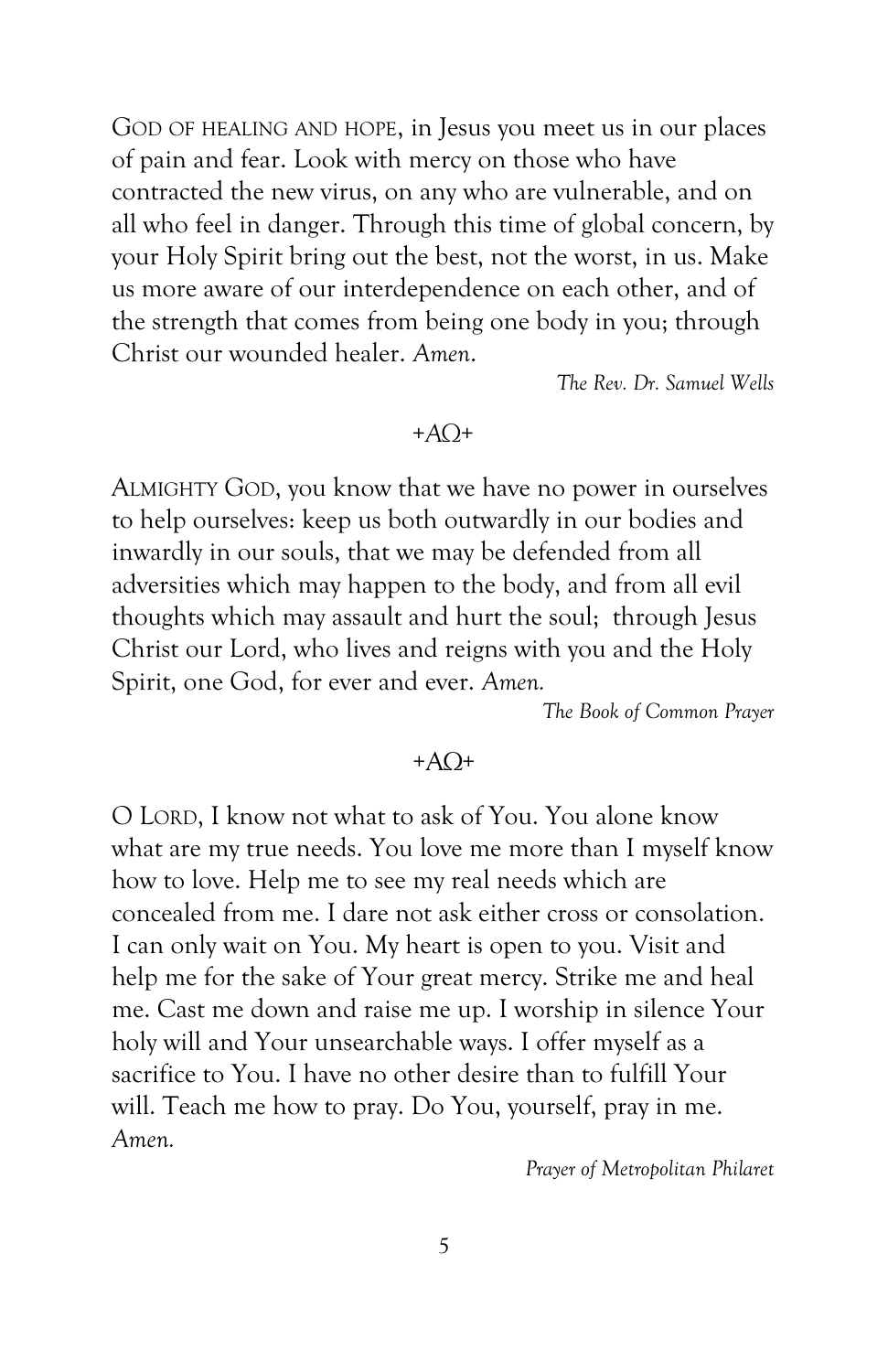GOD OF HEALING AND HOPE, in Jesus you meet us in our places of pain and fear. Look with mercy on those who have contracted the new virus, on any who are vulnerable, and on all who feel in danger. Through this time of global concern, by your Holy Spirit bring out the best, not the worst, in us. Make us more aware of our interdependence on each other, and of the strength that comes from being one body in you; through Christ our wounded healer. *Amen*.

*The Rev. Dr. Samuel Wells*

+AΩ+

ALMIGHTY GOD, you know that we have no power in ourselves to help ourselves: keep us both outwardly in our bodies and inwardly in our souls, that we may be defended from all adversities which may happen to the body, and from all evil thoughts which may assault and hurt the soul; through Jesus Christ our Lord, who lives and reigns with you and the Holy Spirit, one God, for ever and ever. *Amen.*

*The Book of Common Prayer*

+AΩ+

O LORD, I know not what to ask of You. You alone know what are my true needs. You love me more than I myself know how to love. Help me to see my real needs which are concealed from me. I dare not ask either cross or consolation. I can only wait on You. My heart is open to you. Visit and help me for the sake of Your great mercy. Strike me and heal me. Cast me down and raise me up. I worship in silence Your holy will and Your unsearchable ways. I offer myself as a sacrifice to You. I have no other desire than to fulfill Your will. Teach me how to pray. Do You, yourself, pray in me. *Amen.*

*Prayer of Metropolitan Philaret*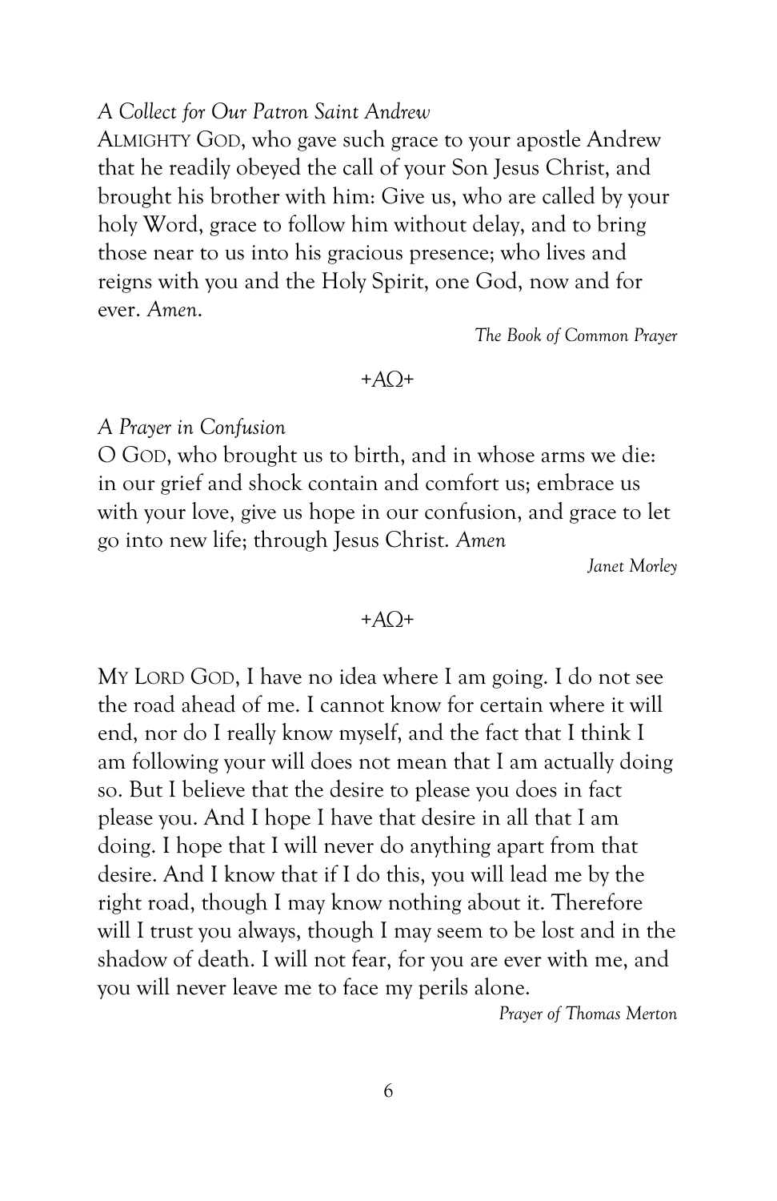*A Collect for Our Patron Saint Andrew*

ALMIGHTY GOD, who gave such grace to your apostle Andrew that he readily obeyed the call of your Son Jesus Christ, and brought his brother with him: Give us, who are called by your holy Word, grace to follow him without delay, and to bring those near to us into his gracious presence; who lives and reigns with you and the Holy Spirit, one God, now and for ever. *Amen.*

*The Book of Common Prayer*

+AΩ+

*A Prayer in Confusion*

O GOD, who brought us to birth, and in whose arms we die: in our grief and shock contain and comfort us; embrace us with your love, give us hope in our confusion, and grace to let go into new life; through Jesus Christ. *Amen*

*Janet Morley*

+AΩ+

MY LORD GOD, I have no idea where I am going. I do not see the road ahead of me. I cannot know for certain where it will end, nor do I really know myself, and the fact that I think I am following your will does not mean that I am actually doing so. But I believe that the desire to please you does in fact please you. And I hope I have that desire in all that I am doing. I hope that I will never do anything apart from that desire. And I know that if I do this, you will lead me by the right road, though I may know nothing about it. Therefore will I trust you always, though I may seem to be lost and in the shadow of death. I will not fear, for you are ever with me, and you will never leave me to face my perils alone.

*Prayer of Thomas Merton*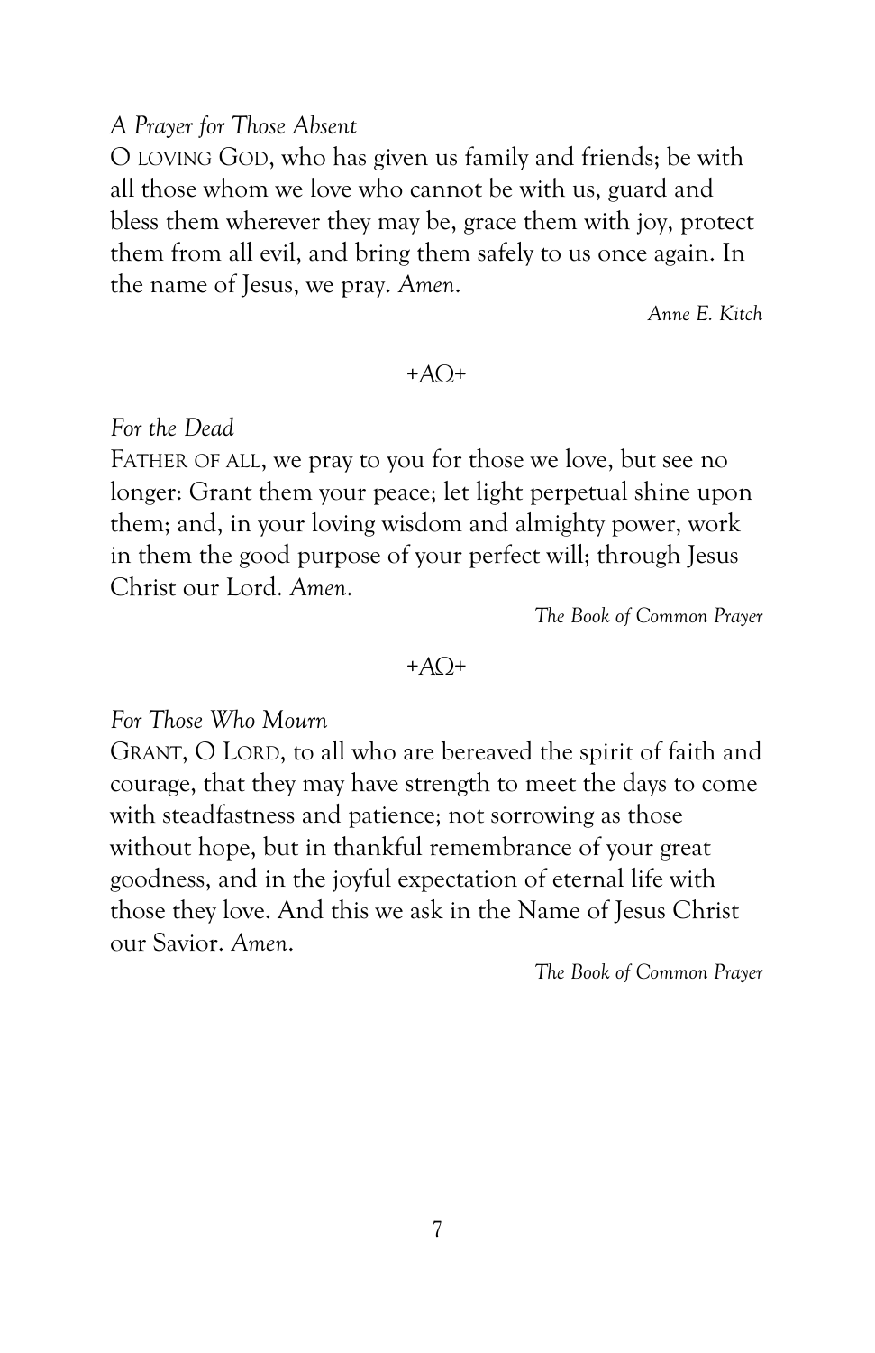*A Prayer for Those Absent*

O LOVING GOD, who has given us family and friends; be with all those whom we love who cannot be with us, guard and bless them wherever they may be, grace them with joy, protect them from all evil, and bring them safely to us once again. In the name of Jesus, we pray. *Amen.*

*Anne E. Kitch*

+AΩ+

*For the Dead*

FATHER OF ALL, we pray to you for those we love, but see no longer: Grant them your peace; let light perpetual shine upon them; and, in your loving wisdom and almighty power, work in them the good purpose of your perfect will; through Jesus Christ our Lord. *Amen.*

*The Book of Common Prayer*

+AΩ+

*For Those Who Mourn*

GRANT, O LORD, to all who are bereaved the spirit of faith and courage, that they may have strength to meet the days to come with steadfastness and patience; not sorrowing as those without hope, but in thankful remembrance of your great goodness, and in the joyful expectation of eternal life with those they love. And this we ask in the Name of Jesus Christ our Savior. *Amen.*

*The Book of Common Prayer*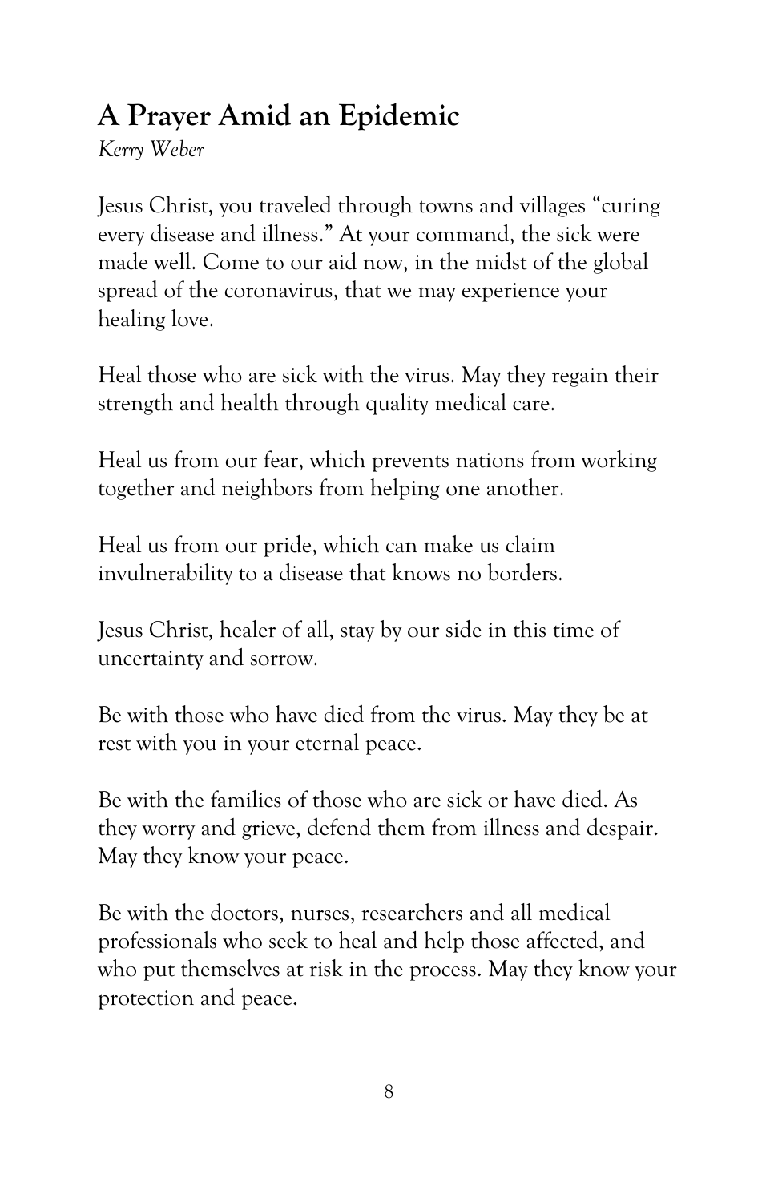## A Prayer Amid an Epidemic

*Kerry Weber*

Jesus Christ, you traveled through towns and villages "curing every disease and illness." At your command, the sick were made well. Come to our aid now, in the midst of the global spread of the coronavirus, that we may experience your healing love.

Heal those who are sick with the virus. May they regain their strength and health through quality medical care.

Heal us from our fear, which prevents nations from working together and neighbors from helping one another.

Heal us from our pride, which can make us claim invulnerability to a disease that knows no borders.

Jesus Christ, healer of all, stay by our side in this time of uncertainty and sorrow.

Be with those who have died from the virus. May they be at rest with you in your eternal peace.

Be with the families of those who are sick or have died. As they worry and grieve, defend them from illness and despair. May they know your peace.

Be with the doctors, nurses, researchers and all medical professionals who seek to heal and help those affected, and who put themselves at risk in the process. May they know your protection and peace.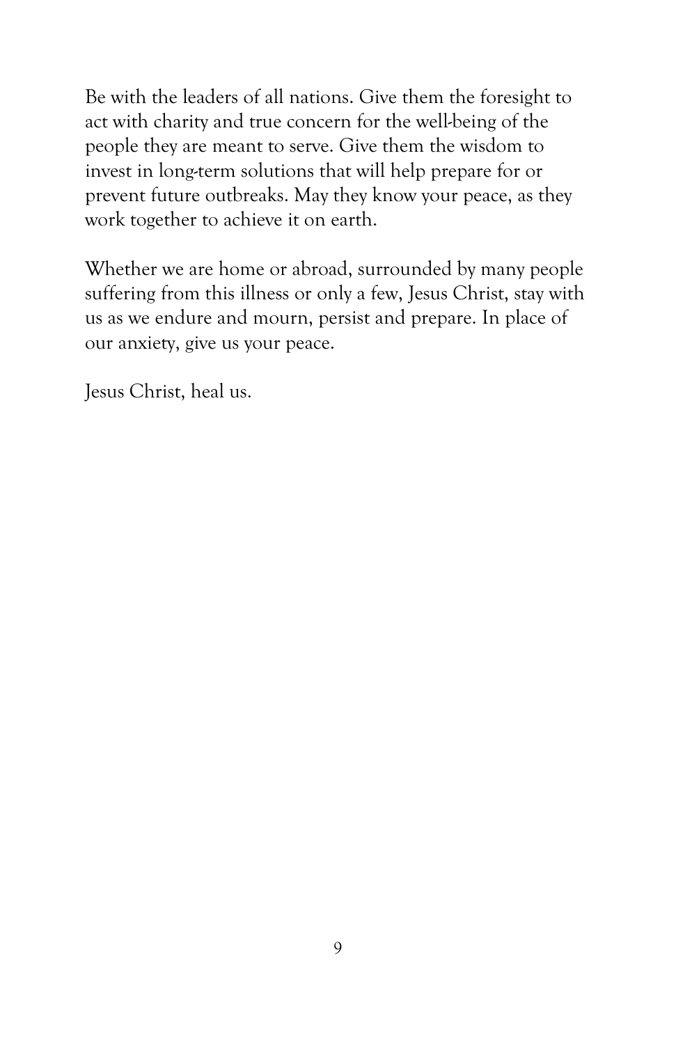Be with the leaders of all nations. Give them the foresight to act with charity and true concern for the well-being of the people they are meant to serve. Give them the wisdom to invest in long-term solutions that will help prepare for or prevent future outbreaks. May they know your peace, as they work together to achieve it on earth.

Whether we are home or abroad, surrounded by many people suffering from this illness or only a few, Jesus Christ, stay with us as we endure and mourn, persist and prepare. In place of our anxiety, give us your peace.

Jesus Christ, heal us.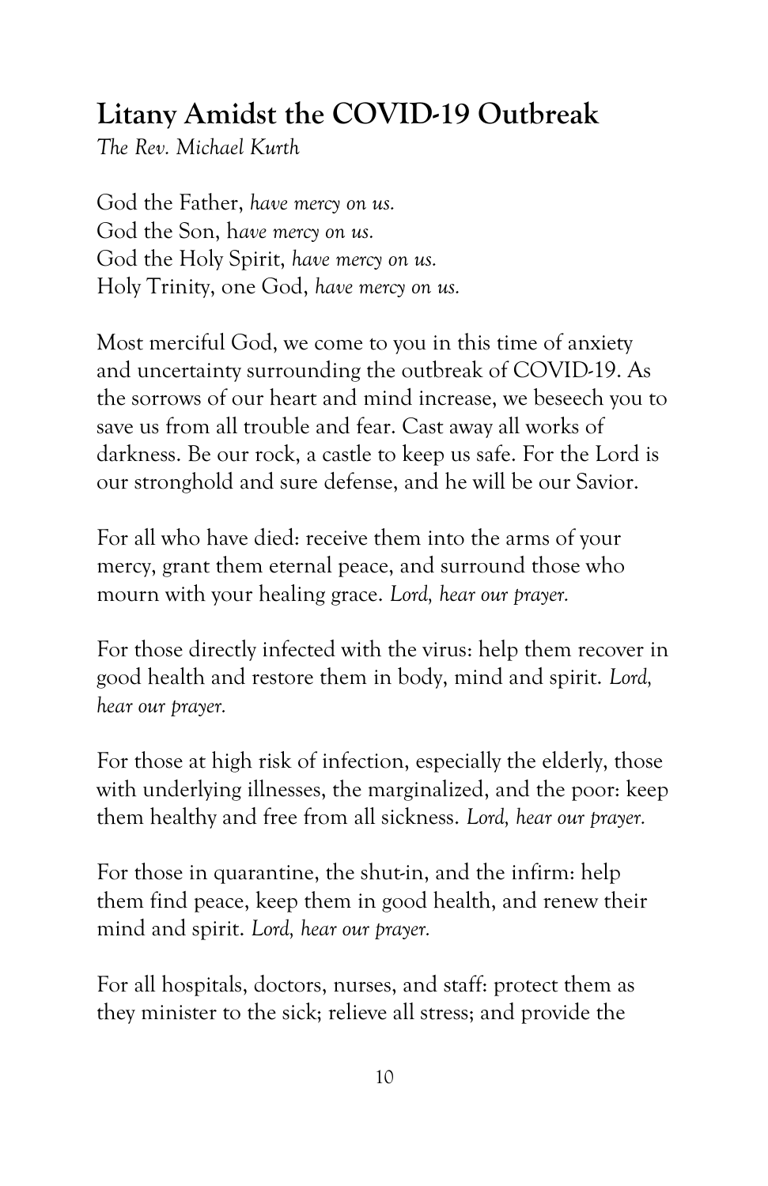## Litany Amidst the COVID-19 Outbreak

*The Rev. Michael Kurth*

God the Father, *have mercy on us.*
God the Son, h*ave mercy on us.*
God the Holy Spirit, *have mercy on us.*
Holy Trinity, one God, *have mercy on us.*

Most merciful God, we come to you in this time of anxiety and uncertainty surrounding the outbreak of COVID-19. As the sorrows of our heart and mind increase, we beseech you to save us from all trouble and fear. Cast away all works of darkness. Be our rock, a castle to keep us safe. For the Lord is our stronghold and sure defense, and he will be our Savior.

For all who have died: receive them into the arms of your mercy, grant them eternal peace, and surround those who mourn with your healing grace. *Lord, hear our prayer.*

For those directly infected with the virus: help them recover in good health and restore them in body, mind and spirit. *Lord, hear our prayer.*

For those at high risk of infection, especially the elderly, those with underlying illnesses, the marginalized, and the poor: keep them healthy and free from all sickness. *Lord, hear our prayer.*

For those in quarantine, the shut-in, and the infirm: help them find peace, keep them in good health, and renew their mind and spirit. *Lord, hear our prayer.*

For all hospitals, doctors, nurses, and staff: protect them as they minister to the sick; relieve all stress; and provide the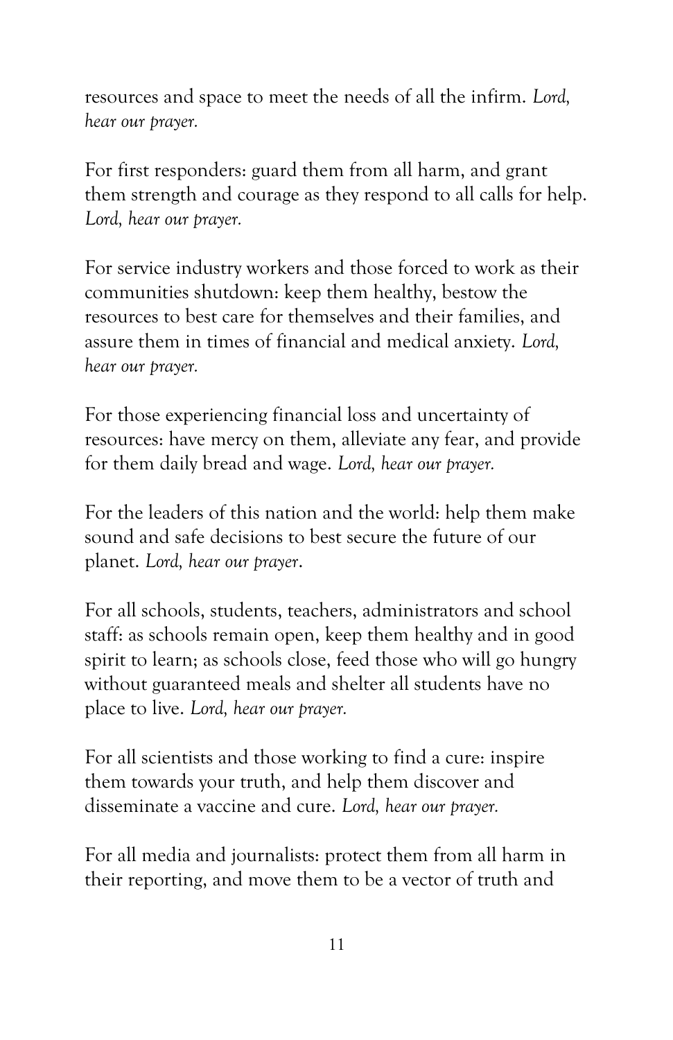resources and space to meet the needs of all the infirm. *Lord, hear our prayer.*

For first responders: guard them from all harm, and grant them strength and courage as they respond to all calls for help. *Lord, hear our prayer.*

For service industry workers and those forced to work as their communities shutdown: keep them healthy, bestow the resources to best care for themselves and their families, and assure them in times of financial and medical anxiety. *Lord, hear our prayer.*

For those experiencing financial loss and uncertainty of resources: have mercy on them, alleviate any fear, and provide for them daily bread and wage. *Lord, hear our prayer.*

For the leaders of this nation and the world: help them make sound and safe decisions to best secure the future of our planet. *Lord, hear our prayer*.

For all schools, students, teachers, administrators and school staff: as schools remain open, keep them healthy and in good spirit to learn; as schools close, feed those who will go hungry without guaranteed meals and shelter all students have no place to live. *Lord, hear our prayer.*

For all scientists and those working to find a cure: inspire them towards your truth, and help them discover and disseminate a vaccine and cure. *Lord, hear our prayer.*

For all media and journalists: protect them from all harm in their reporting, and move them to be a vector of truth and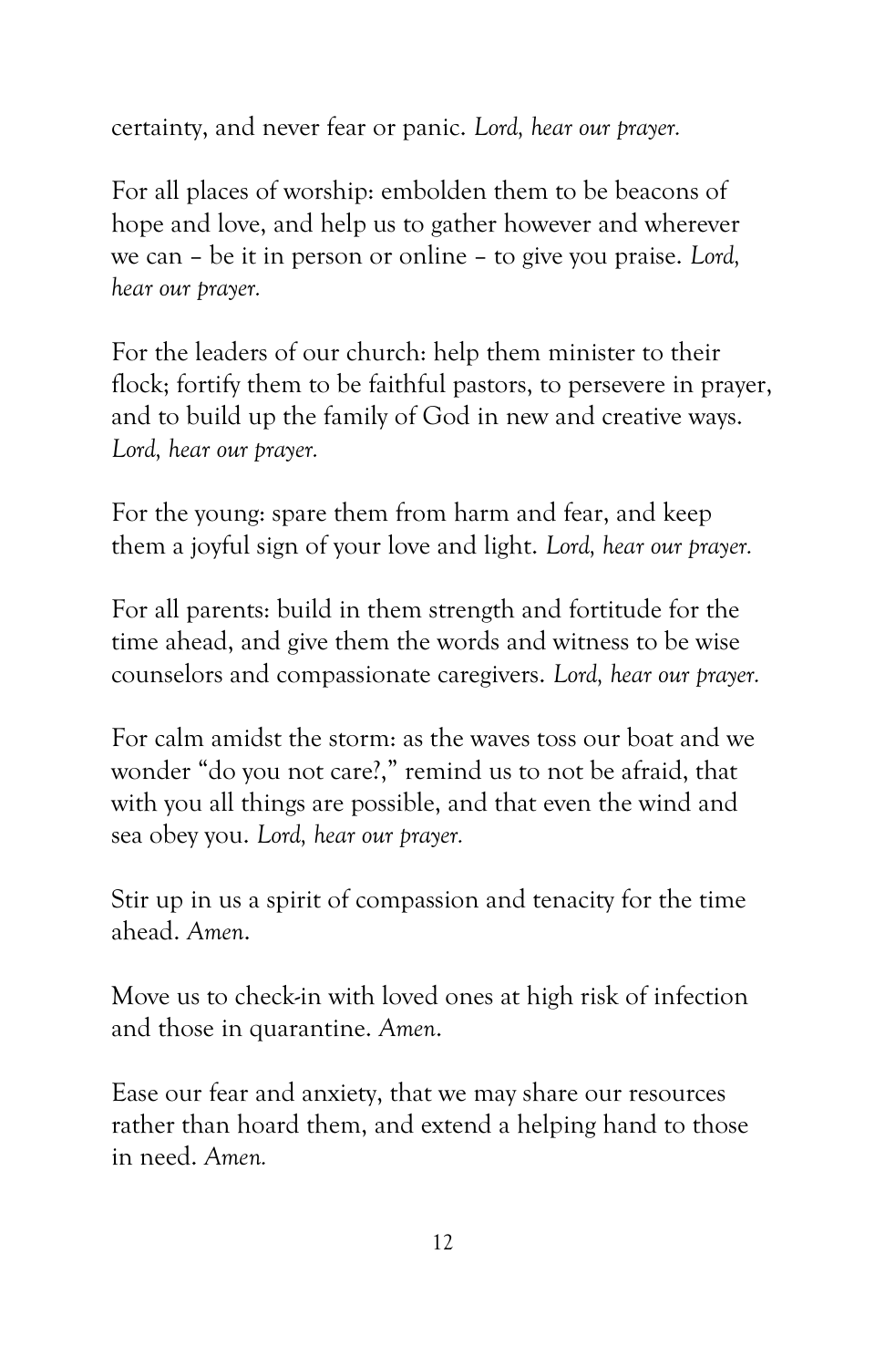certainty, and never fear or panic. *Lord, hear our prayer.*

For all places of worship: embolden them to be beacons of hope and love, and help us to gather however and wherever we can – be it in person or online – to give you praise. *Lord, hear our prayer.*

For the leaders of our church: help them minister to their flock; fortify them to be faithful pastors, to persevere in prayer, and to build up the family of God in new and creative ways. *Lord, hear our prayer.*

For the young: spare them from harm and fear, and keep them a joyful sign of your love and light. *Lord, hear our prayer.*

For all parents: build in them strength and fortitude for the time ahead, and give them the words and witness to be wise counselors and compassionate caregivers. *Lord, hear our prayer.*

For calm amidst the storm: as the waves toss our boat and we wonder "do you not care?," remind us to not be afraid, that with you all things are possible, and that even the wind and sea obey you. *Lord, hear our prayer.*

Stir up in us a spirit of compassion and tenacity for the time ahead. *Amen*.

Move us to check-in with loved ones at high risk of infection and those in quarantine. *Amen*.

Ease our fear and anxiety, that we may share our resources rather than hoard them, and extend a helping hand to those in need. *Amen.*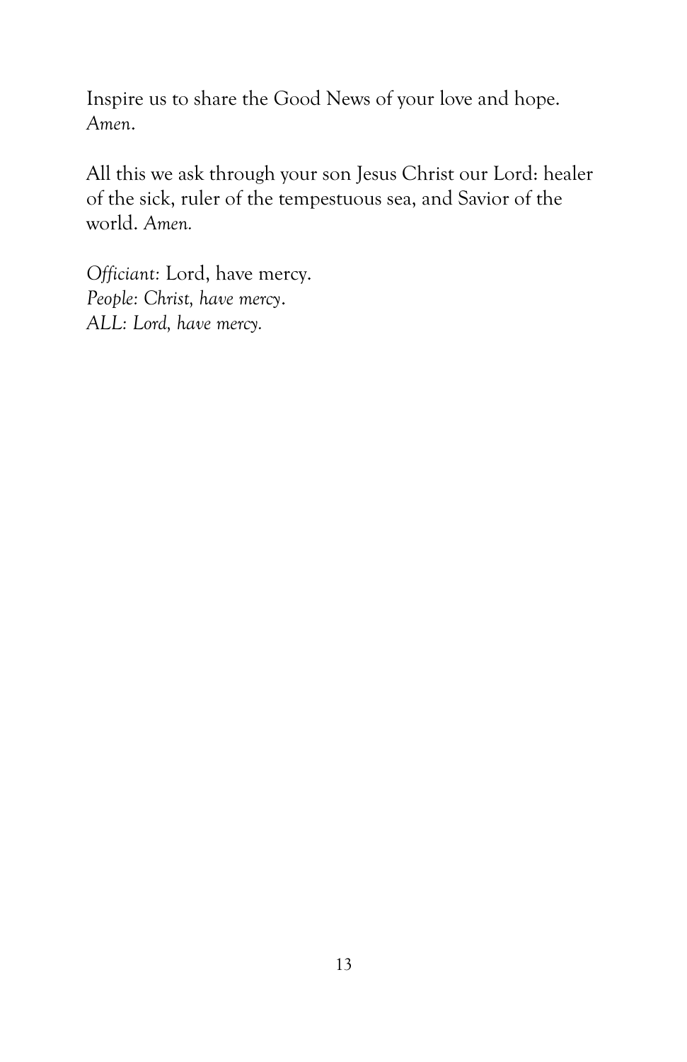Inspire us to share the Good News of your love and hope.
*Amen*.

All this we ask through your son Jesus Christ our Lord: healer of the sick, ruler of the tempestuous sea, and Savior of the world. *Amen.*

*Officiant*: Lord, have mercy.
*People*: *Christ, have mercy*.
*ALL: Lord, have mercy.*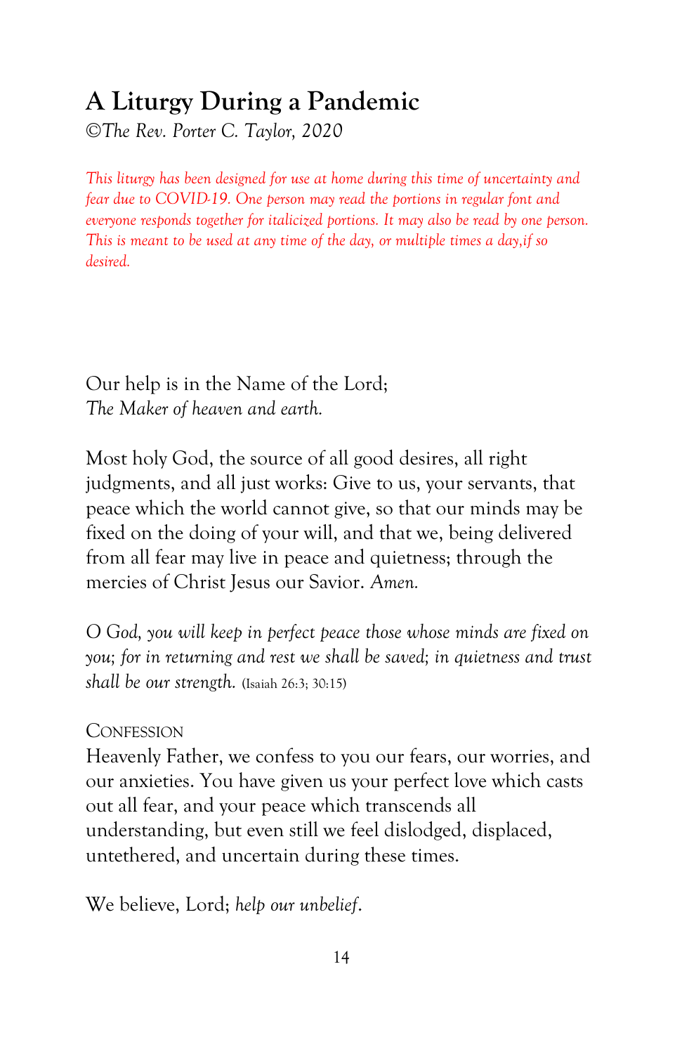# A Liturgy During a Pandemic

*©The Rev. Porter C. Taylor, 2020*

*This liturgy has been designed for use at home during this time of uncertainty and fear due to COVID-19. One person may read the portions in regular font and everyone responds together for italicized portions. It may also be read by one person. This is meant to be used at any time of the day, or multiple times a day,if so desired.*

Our help is in the Name of the Lord;  
*The Maker of heaven and earth.*

Most holy God, the source of all good desires, all right judgments, and all just works: Give to us, your servants, that peace which the world cannot give, so that our minds may be fixed on the doing of your will, and that we, being delivered from all fear may live in peace and quietness; through the mercies of Christ Jesus our Savior. *Amen.*

*O God, you will keep in perfect peace those whose minds are fixed on you; for in returning and rest we shall be saved; in quietness and trust shall be our strength.* (Isaiah 26:3; 30:15)

CONFESSION

Heavenly Father, we confess to you our fears, our worries, and our anxieties. You have given us your perfect love which casts out all fear, and your peace which transcends all understanding, but even still we feel dislodged, displaced, untethered, and uncertain during these times.

We believe, Lord; *help our unbelief.*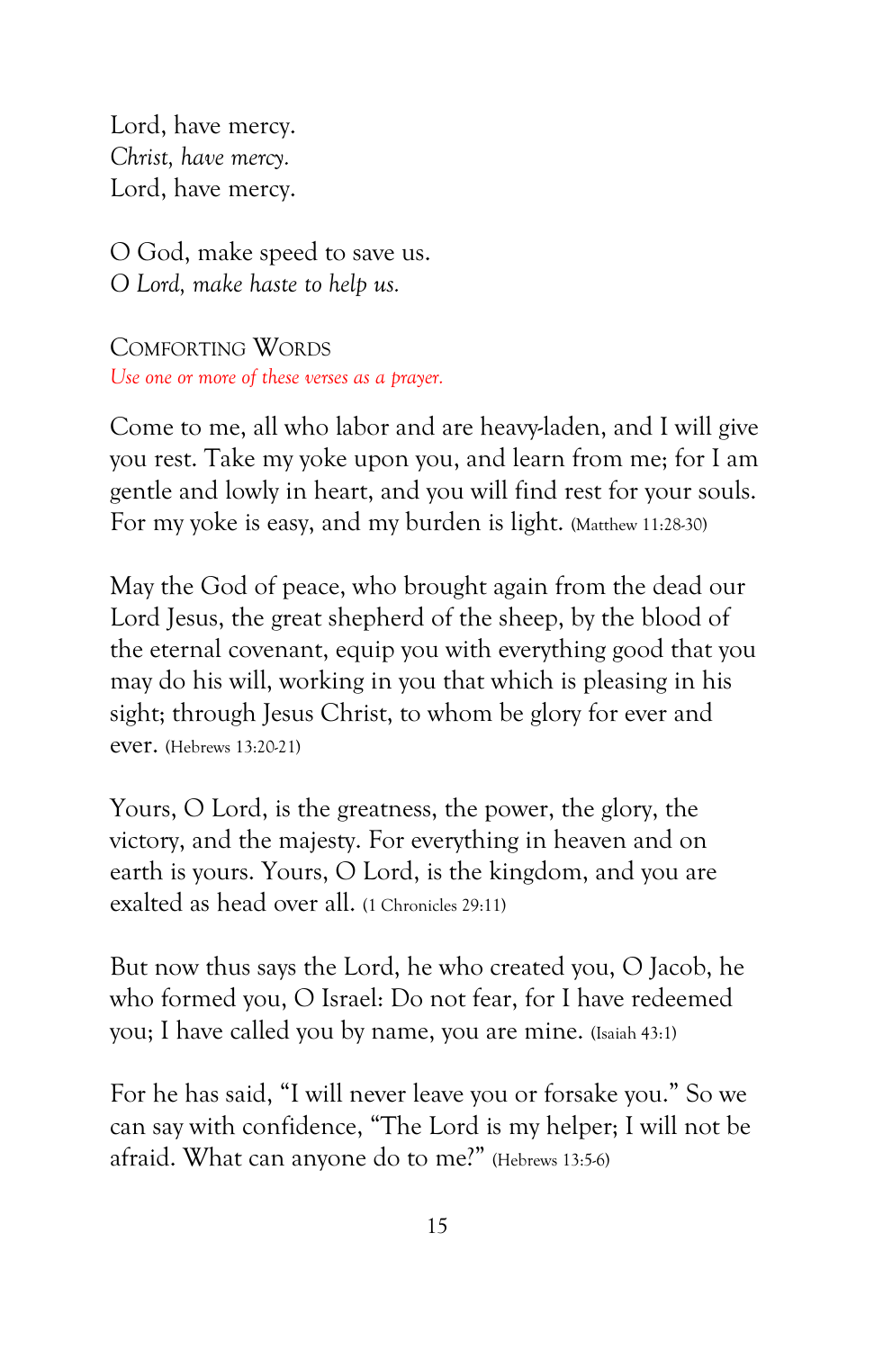Lord, have mercy.  
*Christ, have mercy.*  
Lord, have mercy.

O God, make speed to save us.  
*O Lord, make haste to help us.*

## Comforting Words

*Use one or more of these verses as a prayer.*

Come to me, all who labor and are heavy-laden, and I will give you rest. Take my yoke upon you, and learn from me; for I am gentle and lowly in heart, and you will find rest for your souls. For my yoke is easy, and my burden is light. (Matthew 11:28-30)

May the God of peace, who brought again from the dead our Lord Jesus, the great shepherd of the sheep, by the blood of the eternal covenant, equip you with everything good that you may do his will, working in you that which is pleasing in his sight; through Jesus Christ, to whom be glory for ever and ever. (Hebrews 13:20-21)

Yours, O Lord, is the greatness, the power, the glory, the victory, and the majesty. For everything in heaven and on earth is yours. Yours, O Lord, is the kingdom, and you are exalted as head over all. (1 Chronicles 29:11)

But now thus says the Lord, he who created you, O Jacob, he who formed you, O Israel: Do not fear, for I have redeemed you; I have called you by name, you are mine. (Isaiah 43:1)

For he has said, "I will never leave you or forsake you." So we can say with confidence, "The Lord is my helper; I will not be afraid. What can anyone do to me?" (Hebrews 13:5-6)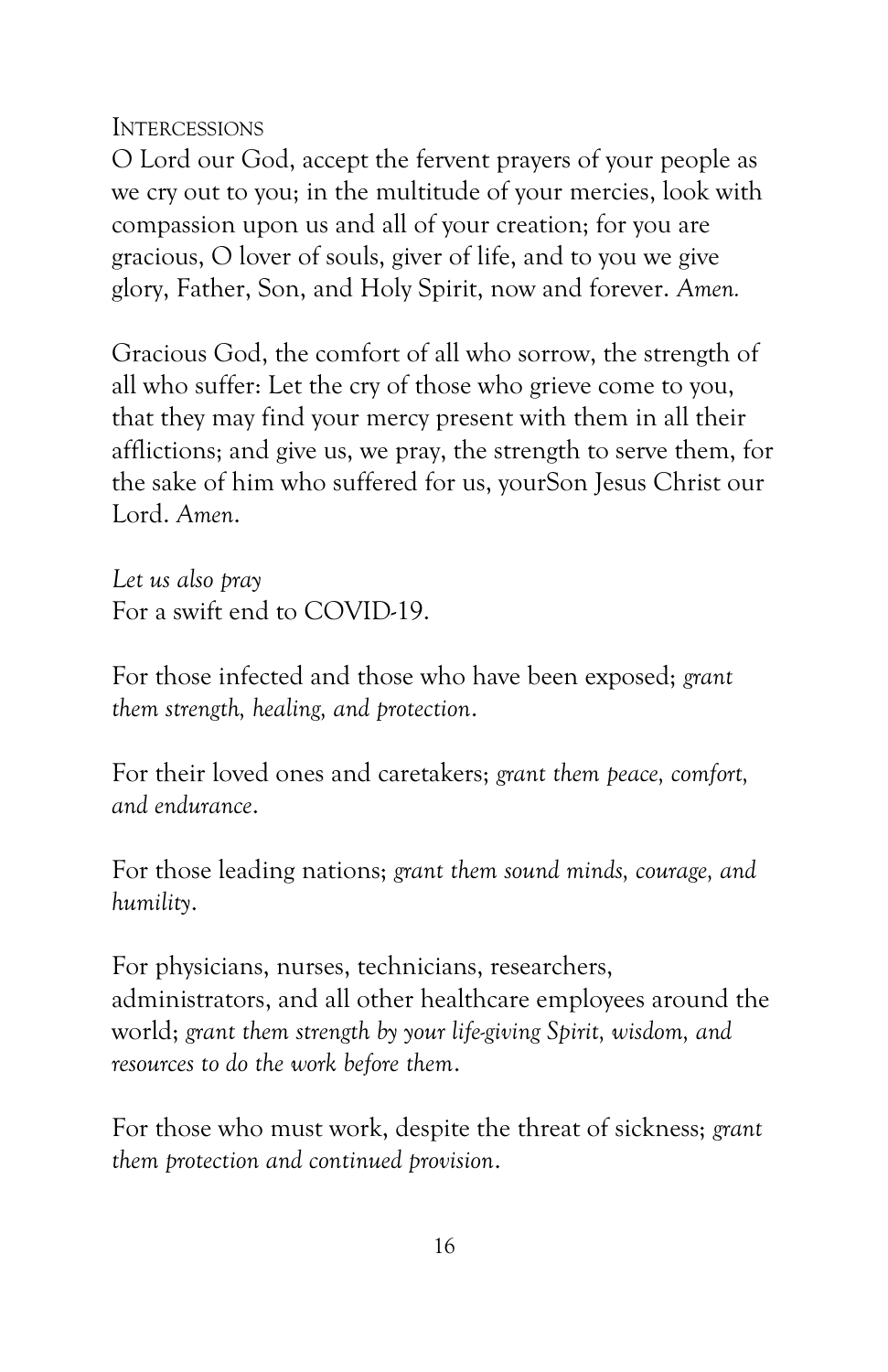## Intercessions

O Lord our God, accept the fervent prayers of your people as we cry out to you; in the multitude of your mercies, look with compassion upon us and all of your creation; for you are gracious, O lover of souls, giver of life, and to you we give glory, Father, Son, and Holy Spirit, now and forever. *Amen.*

Gracious God, the comfort of all who sorrow, the strength of all who suffer: Let the cry of those who grieve come to you, that they may find your mercy present with them in all their afflictions; and give us, we pray, the strength to serve them, for the sake of him who suffered for us, yourSon Jesus Christ our Lord. *Amen*.

*Let us also pray*
For a swift end to COVID-19.

For those infected and those who have been exposed; *grant them strength, healing, and protection*.

For their loved ones and caretakers; *grant them peace, comfort, and endurance*.

For those leading nations; *grant them sound minds, courage, and humility*.

For physicians, nurses, technicians, researchers, administrators, and all other healthcare employees around the world; *grant them strength by your life-giving Spirit, wisdom, and resources to do the work before them*.

For those who must work, despite the threat of sickness; *grant them protection and continued provision*.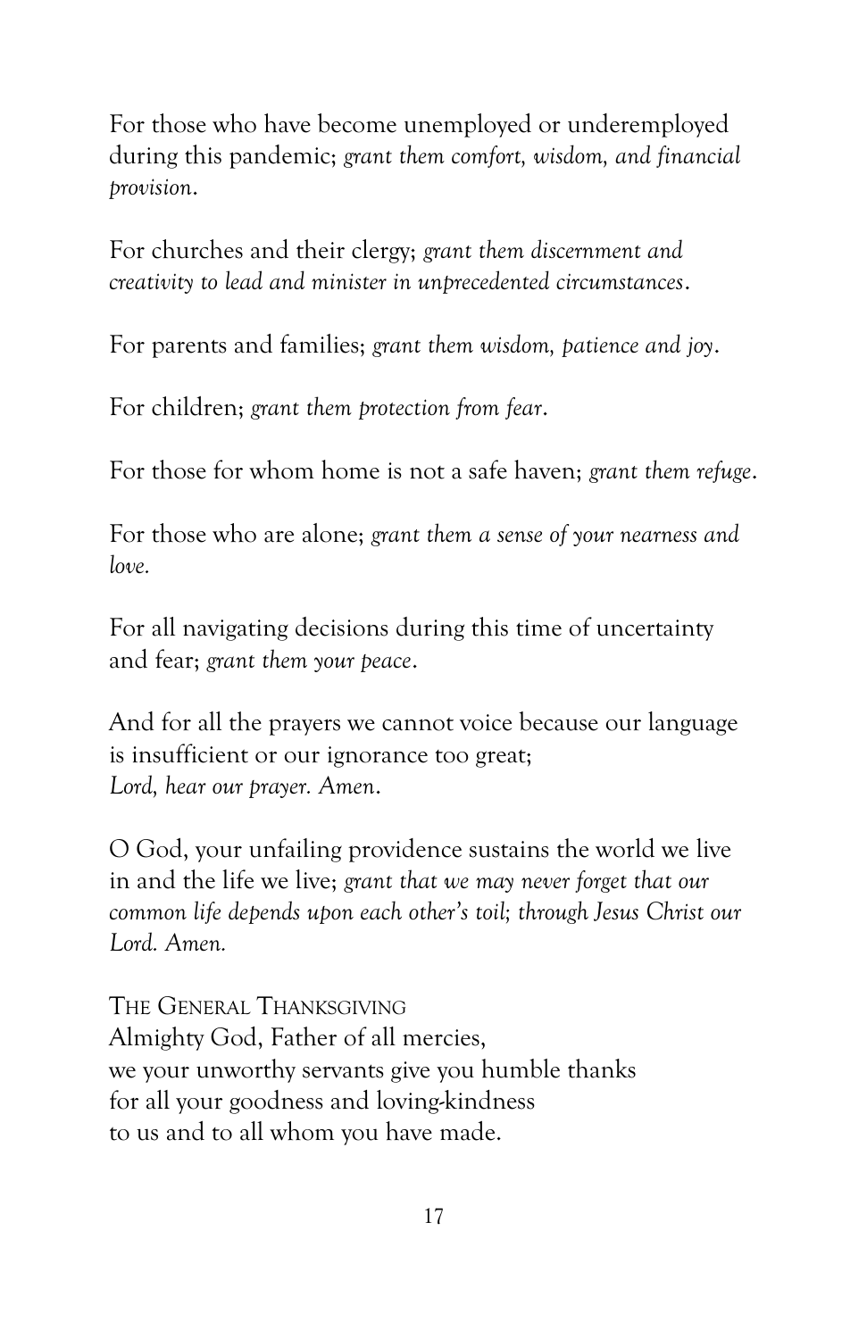For those who have become unemployed or underemployed during this pandemic; *grant them comfort, wisdom, and financial provision.*

For churches and their clergy; *grant them discernment and creativity to lead and minister in unprecedented circumstances.*

For parents and families; *grant them wisdom, patience and joy.*

For children; *grant them protection from fear.*

For those for whom home is not a safe haven; *grant them refuge.*

For those who are alone; *grant them a sense of your nearness and love.*

For all navigating decisions during this time of uncertainty and fear; *grant them your peace.*

And for all the prayers we cannot voice because our language is insufficient or our ignorance too great;
*Lord, hear our prayer. Amen.*

O God, your unfailing providence sustains the world we live in and the life we live; *grant that we may never forget that our common life depends upon each other's toil; through Jesus Christ our Lord. Amen.*

THE GENERAL THANKSGIVING

Almighty God, Father of all mercies,
we your unworthy servants give you humble thanks
for all your goodness and loving-kindness
to us and to all whom you have made.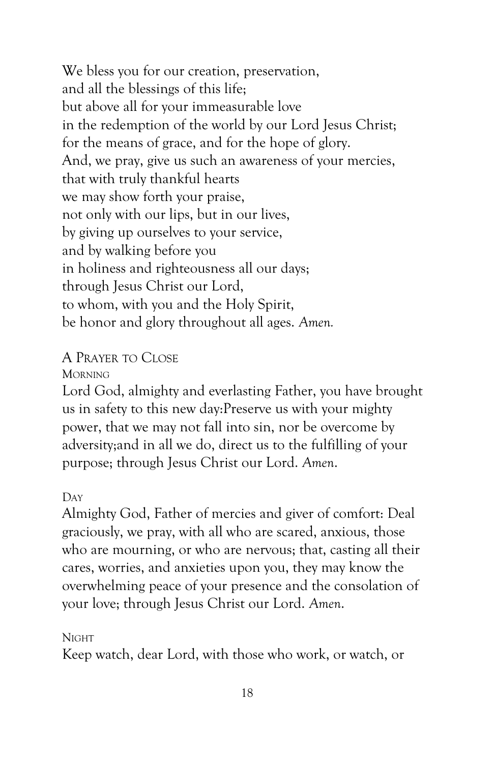We bless you for our creation, preservation,  
and all the blessings of this life;  
but above all for your immeasurable love  
in the redemption of the world by our Lord Jesus Christ;  
for the means of grace, and for the hope of glory.  
And, we pray, give us such an awareness of your mercies,  
that with truly thankful hearts  
we may show forth your praise,  
not only with our lips, but in our lives,  
by giving up ourselves to your service,  
and by walking before you  
in holiness and righteousness all our days;  
through Jesus Christ our Lord,  
to whom, with you and the Holy Spirit,  
be honor and glory throughout all ages. *Amen.*

## A Prayer to Close

### Morning

Lord God, almighty and everlasting Father, you have brought us in safety to this new day:Preserve us with your mighty power, that we may not fall into sin, nor be overcome by adversity;and in all we do, direct us to the fulfilling of your purpose; through Jesus Christ our Lord. *Amen*.

### Day

Almighty God, Father of mercies and giver of comfort: Deal graciously, we pray, with all who are scared, anxious, those who are mourning, or who are nervous; that, casting all their cares, worries, and anxieties upon you, they may know the overwhelming peace of your presence and the consolation of your love; through Jesus Christ our Lord. *Amen*.

### Night

Keep watch, dear Lord, with those who work, or watch, or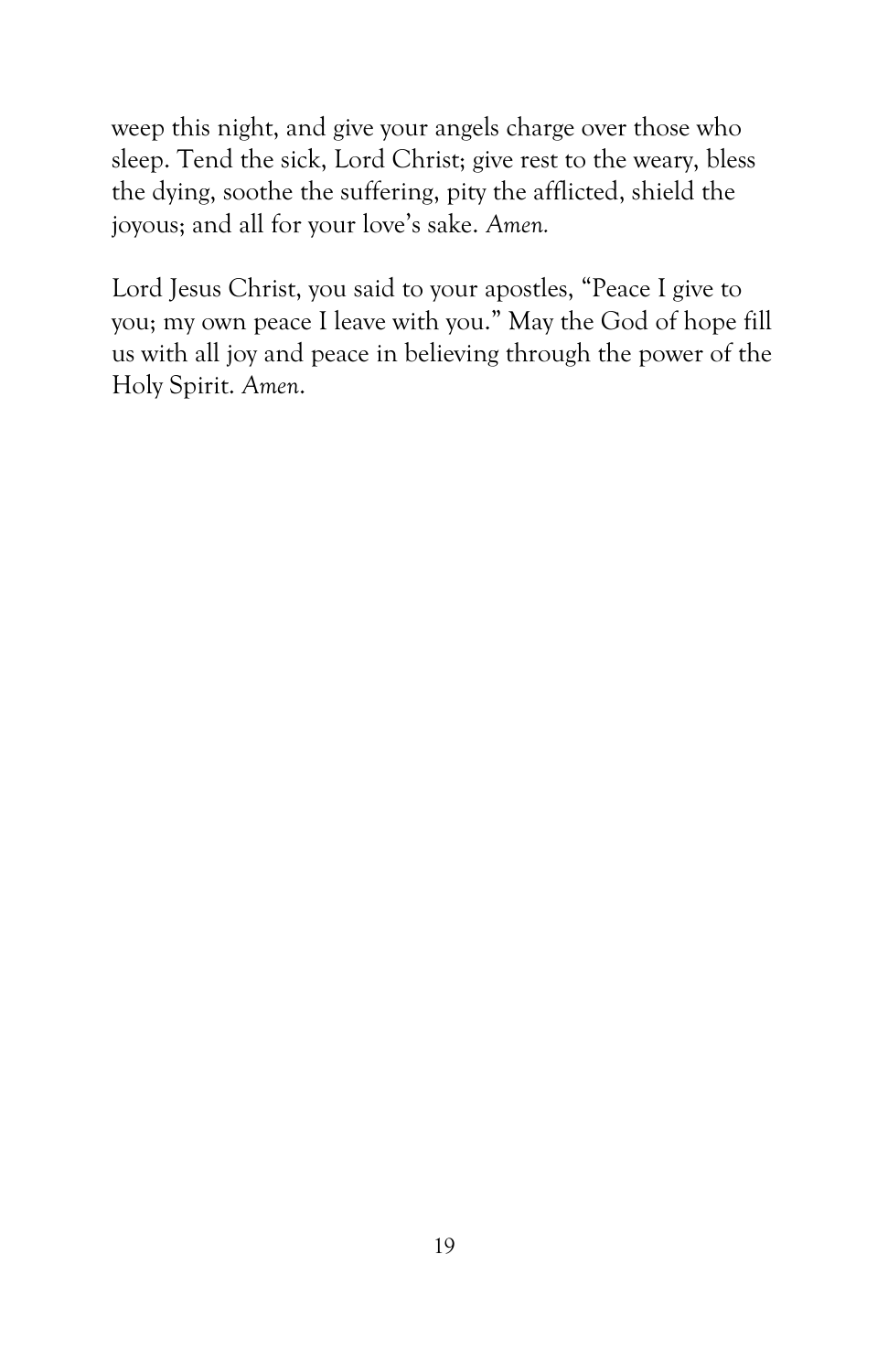weep this night, and give your angels charge over those who sleep. Tend the sick, Lord Christ; give rest to the weary, bless the dying, soothe the suffering, pity the afflicted, shield the joyous; and all for your love's sake. *Amen.*

Lord Jesus Christ, you said to your apostles, "Peace I give to you; my own peace I leave with you." May the God of hope fill us with all joy and peace in believing through the power of the Holy Spirit. *Amen*.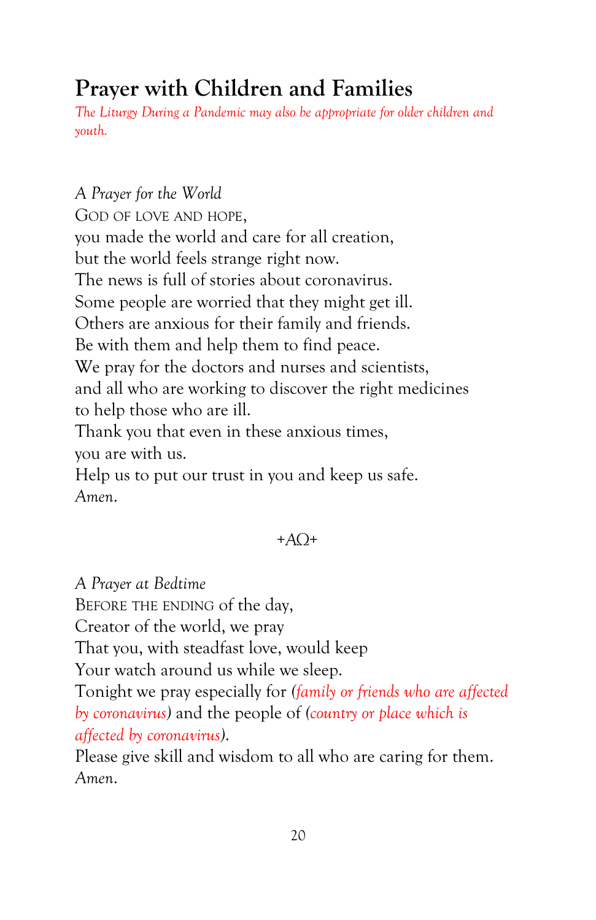# Prayer with Children and Families

*The Liturgy During a Pandemic may also be appropriate for older children and youth.*

*A Prayer for the World*

GOD OF LOVE AND HOPE,
you made the world and care for all creation,
but the world feels strange right now.
The news is full of stories about coronavirus.
Some people are worried that they might get ill.
Others are anxious for their family and friends.
Be with them and help them to find peace.
We pray for the doctors and nurses and scientists,
and all who are working to discover the right medicines
to help those who are ill.
Thank you that even in these anxious times,
you are with us.
Help us to put our trust in you and keep us safe.
*Amen.*

+AΩ+

*A Prayer at Bedtime*

BEFORE THE ENDING of the day,
Creator of the world, we pray
That you, with steadfast love, would keep
Your watch around us while we sleep.
Tonight we pray especially for (*family or friends who are affected by coronavirus*) and the people of (*country or place which is affected by coronavirus*).
Please give skill and wisdom to all who are caring for them.
*Amen.*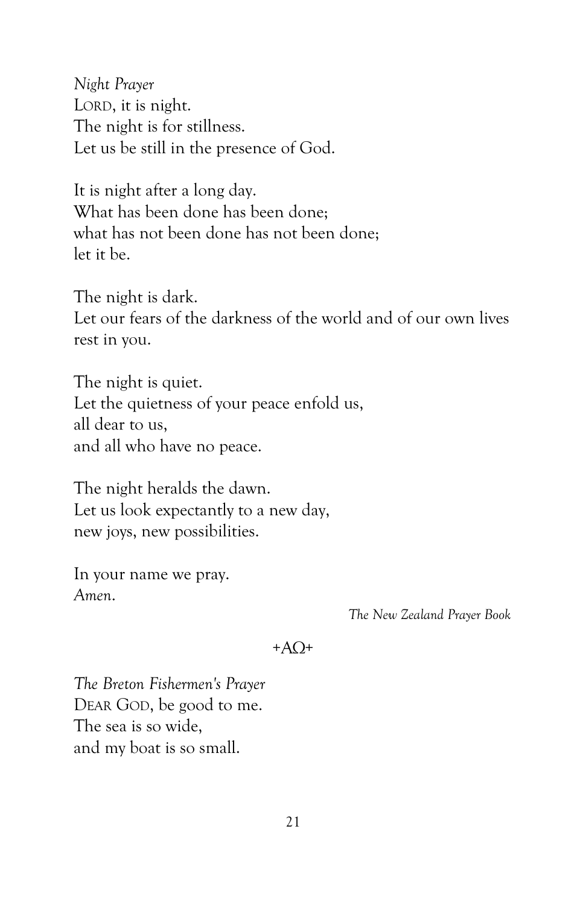*Night Prayer*
LORD, it is night.
The night is for stillness.
Let us be still in the presence of God.

It is night after a long day.
What has been done has been done;
what has not been done has not been done;
let it be.

The night is dark.
Let our fears of the darkness of the world and of our own lives rest in you.

The night is quiet.
Let the quietness of your peace enfold us,
all dear to us,
and all who have no peace.

The night heralds the dawn.
Let us look expectantly to a new day,
new joys, new possibilities.

In your name we pray.
*Amen*.

*The New Zealand Prayer Book*

+AΩ+

*The Breton Fishermen's Prayer*
DEAR GOD, be good to me.
The sea is so wide,
and my boat is so small.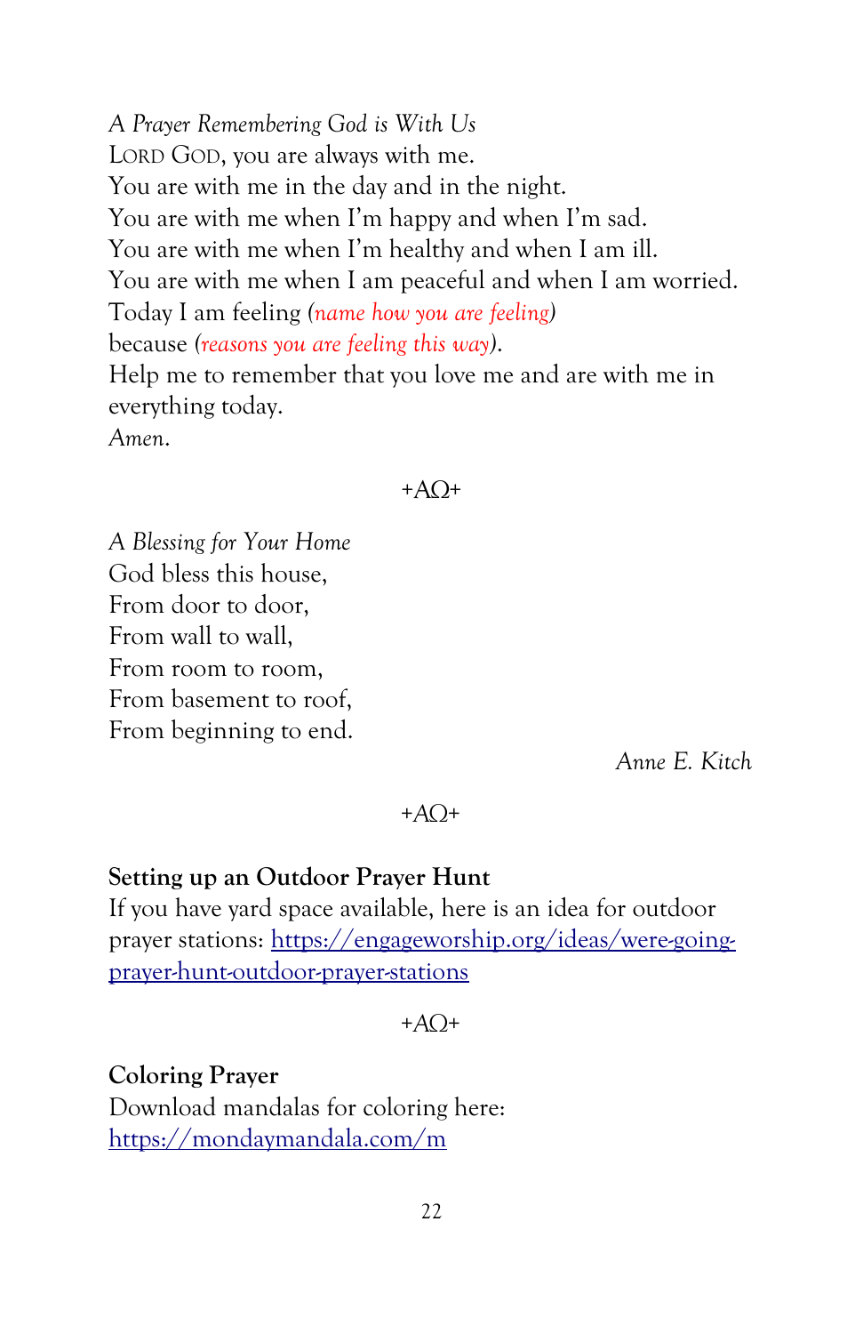*A Prayer Remembering God is With Us*

LORD GOD, you are always with me.
You are with me in the day and in the night.
You are with me when I'm happy and when I'm sad.
You are with me when I'm healthy and when I am ill.
You are with me when I am peaceful and when I am worried.
Today I am feeling (*name how you are feeling*)
because (*reasons you are feeling this way*).
Help me to remember that you love me and are with me in everything today.
*Amen.*

+AΩ+

*A Blessing for Your Home*

God bless this house,
From door to door,
From wall to wall,
From room to room,
From basement to roof,
From beginning to end.

*Anne E. Kitch*

+AΩ+

**Setting up an Outdoor Prayer Hunt**

If you have yard space available, here is an idea for outdoor prayer stations: [https://engageworship.org/ideas/were-going-prayer-hunt-outdoor-prayer-stations](https://engageworship.org/ideas/were-going-prayer-hunt-outdoor-prayer-stations)

+AΩ+

**Coloring Prayer**

Download mandalas for coloring here:
[https://mondaymandala.com/m](https://mondaymandala.com/m)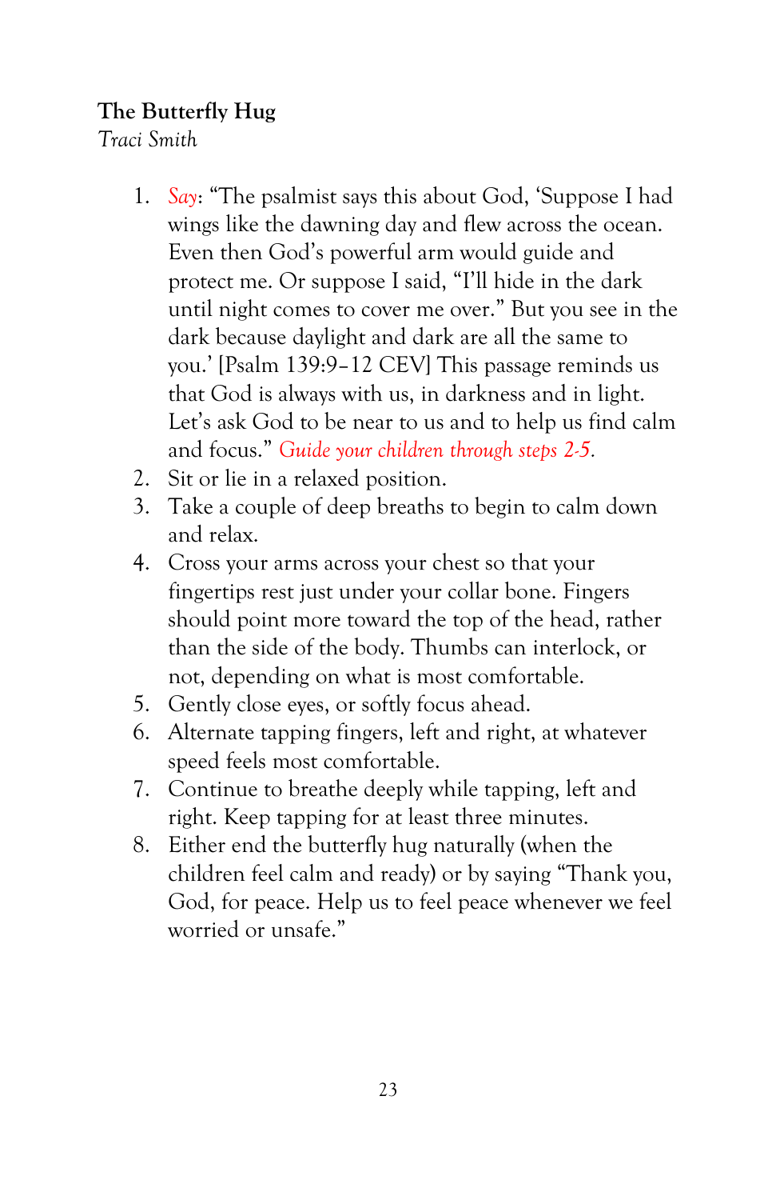**The Butterfly Hug**
*Traci Smith*

1. *Say*: "The psalmist says this about God, 'Suppose I had wings like the dawning day and flew across the ocean. Even then God's powerful arm would guide and protect me. Or suppose I said, "I'll hide in the dark until night comes to cover me over." But you see in the dark because daylight and dark are all the same to you.' [Psalm 139:9–12 CEV] This passage reminds us that God is always with us, in darkness and in light. Let's ask God to be near to us and to help us find calm and focus." *Guide your children through steps 2-5.*
2. Sit or lie in a relaxed position.
3. Take a couple of deep breaths to begin to calm down and relax.
4. Cross your arms across your chest so that your fingertips rest just under your collar bone. Fingers should point more toward the top of the head, rather than the side of the body. Thumbs can interlock, or not, depending on what is most comfortable.
5. Gently close eyes, or softly focus ahead.
6. Alternate tapping fingers, left and right, at whatever speed feels most comfortable.
7. Continue to breathe deeply while tapping, left and right. Keep tapping for at least three minutes.
8. Either end the butterfly hug naturally (when the children feel calm and ready) or by saying "Thank you, God, for peace. Help us to feel peace whenever we feel worried or unsafe."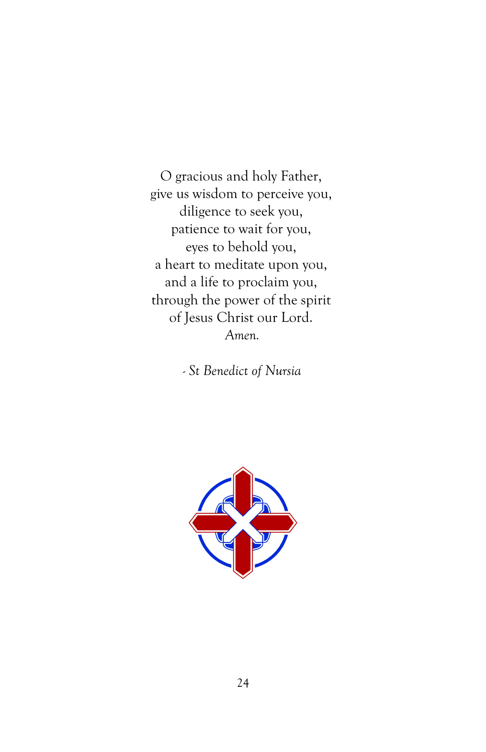O gracious and holy Father,
give us wisdom to perceive you,
diligence to seek you,
patience to wait for you,
eyes to behold you,
a heart to meditate upon you,
and a life to proclaim you,
through the power of the spirit
of Jesus Christ our Lord.
*Amen.*

*- St Benedict of Nursia*